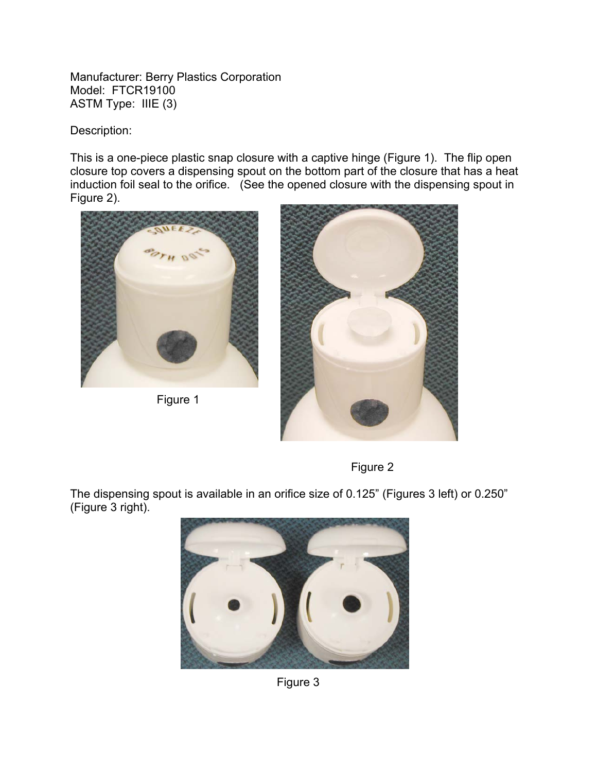Manufacturer: Berry Plastics Corporation
Model: FTCR19100
ASTM Type: IIIE (3)

Description:

This is a one-piece plastic snap closure with a captive hinge (Figure 1). The flip open closure top covers a dispensing spout on the bottom part of the closure that has a heat induction foil seal to the orifice. (See the opened closure with the dispensing spout in Figure 2).

Figure 1

Figure 2

The dispensing spout is available in an orifice size of 0.125" (Figures 3 left) or 0.250" (Figure 3 right).

Figure 3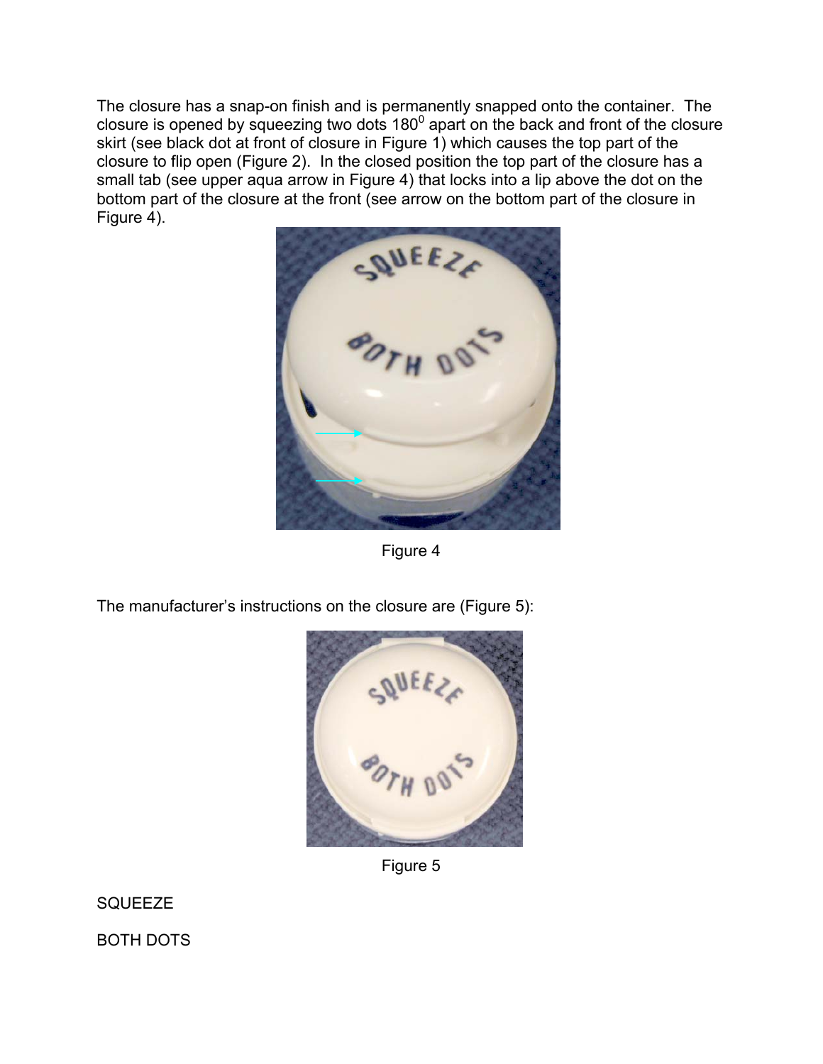The closure has a snap-on finish and is permanently snapped onto the container. The closure is opened by squeezing two dots $180^0$ apart on the back and front of the closure skirt (see black dot at front of closure in Figure 1) which causes the top part of the closure to flip open (Figure 2). In the closed position the top part of the closure has a small tab (see upper aqua arrow in Figure 4) that locks into a lip above the dot on the bottom part of the closure at the front (see arrow on the bottom part of the closure in Figure 4).

Figure 4

The manufacturer's instructions on the closure are (Figure 5):

Figure 5

SQUEEZE

BOTH DOTS